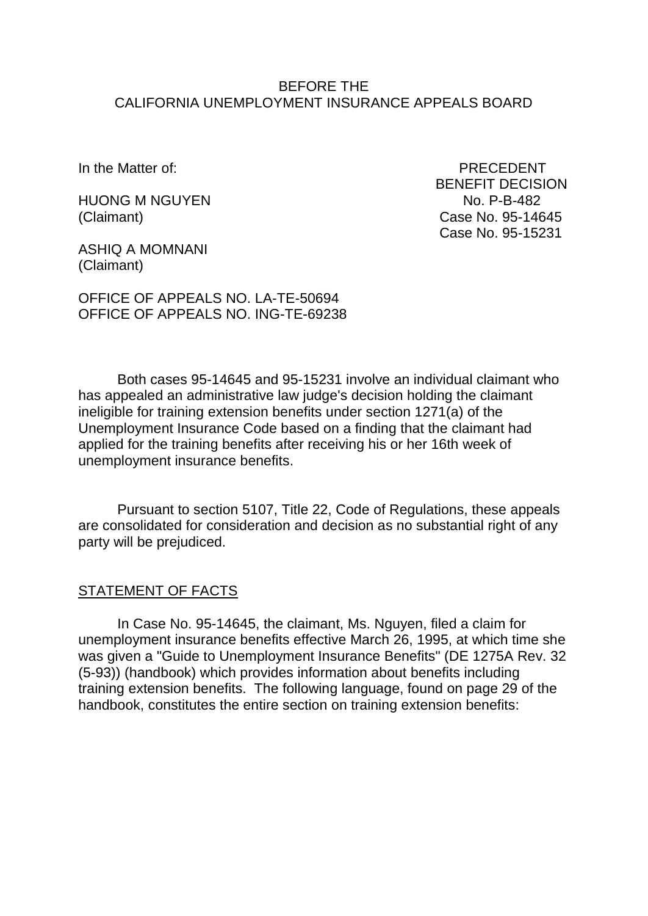BEFORE THE
CALIFORNIA UNEMPLOYMENT INSURANCE APPEALS BOARD

In the Matter of:

HUONG M NGUYEN
(Claimant)

ASHIQ A MOMNANI
(Claimant)

PRECEDENT
BENEFIT DECISION
No. P-B-482
Case No. 95-14645
Case No. 95-15231

OFFICE OF APPEALS NO. LA-TE-50694
OFFICE OF APPEALS NO. ING-TE-69238

Both cases 95-14645 and 95-15231 involve an individual claimant who has appealed an administrative law judge's decision holding the claimant ineligible for training extension benefits under section 1271(a) of the Unemployment Insurance Code based on a finding that the claimant had applied for the training benefits after receiving his or her 16th week of unemployment insurance benefits.

Pursuant to section 5107, Title 22, Code of Regulations, these appeals are consolidated for consideration and decision as no substantial right of any party will be prejudiced.

## STATEMENT OF FACTS

In Case No. 95-14645, the claimant, Ms. Nguyen, filed a claim for unemployment insurance benefits effective March 26, 1995, at which time she was given a "Guide to Unemployment Insurance Benefits" (DE 1275A Rev. 32 (5-93)) (handbook) which provides information about benefits including training extension benefits. The following language, found on page 29 of the handbook, constitutes the entire section on training extension benefits: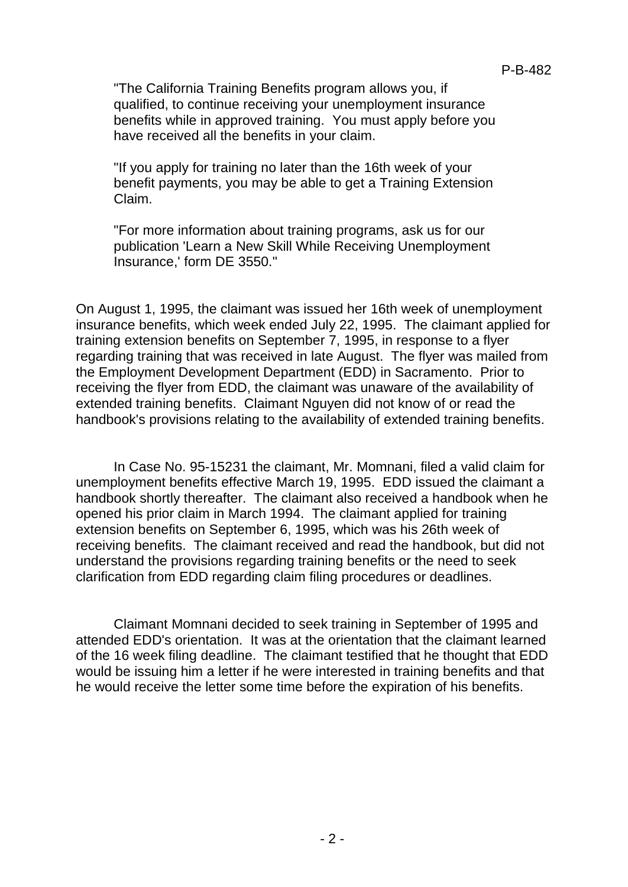> "The California Training Benefits program allows you, if qualified, to continue receiving your unemployment insurance benefits while in approved training. You must apply before you have received all the benefits in your claim.
>
> "If you apply for training no later than the 16th week of your benefit payments, you may be able to get a Training Extension Claim.
>
> "For more information about training programs, ask us for our publication 'Learn a New Skill While Receiving Unemployment Insurance,' form DE 3550."

On August 1, 1995, the claimant was issued her 16th week of unemployment insurance benefits, which week ended July 22, 1995. The claimant applied for training extension benefits on September 7, 1995, in response to a flyer regarding training that was received in late August. The flyer was mailed from the Employment Development Department (EDD) in Sacramento. Prior to receiving the flyer from EDD, the claimant was unaware of the availability of extended training benefits. Claimant Nguyen did not know of or read the handbook's provisions relating to the availability of extended training benefits.

In Case No. 95-15231 the claimant, Mr. Momnani, filed a valid claim for unemployment benefits effective March 19, 1995. EDD issued the claimant a handbook shortly thereafter. The claimant also received a handbook when he opened his prior claim in March 1994. The claimant applied for training extension benefits on September 6, 1995, which was his 26th week of receiving benefits. The claimant received and read the handbook, but did not understand the provisions regarding training benefits or the need to seek clarification from EDD regarding claim filing procedures or deadlines.

Claimant Momnani decided to seek training in September of 1995 and attended EDD's orientation. It was at the orientation that the claimant learned of the 16 week filing deadline. The claimant testified that he thought that EDD would be issuing him a letter if he were interested in training benefits and that he would receive the letter some time before the expiration of his benefits.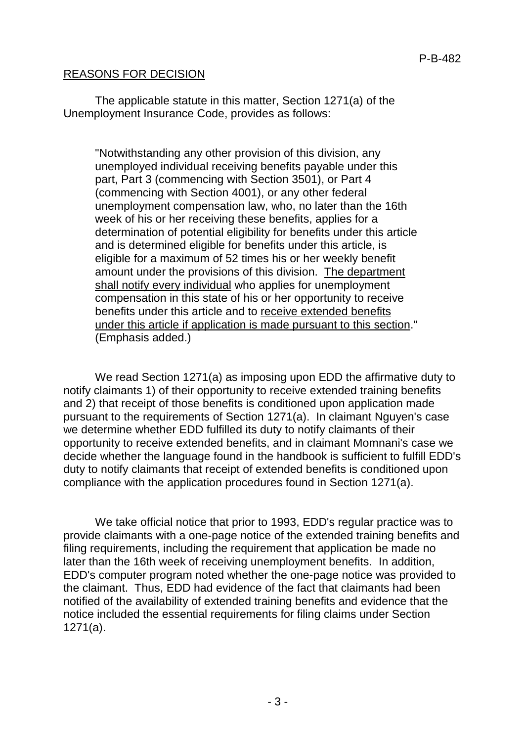## REASONS FOR DECISION

The applicable statute in this matter, Section 1271(a) of the Unemployment Insurance Code, provides as follows:

> "Notwithstanding any other provision of this division, any unemployed individual receiving benefits payable under this part, Part 3 (commencing with Section 3501), or Part 4 (commencing with Section 4001), or any other federal unemployment compensation law, who, no later than the 16th week of his or her receiving these benefits, applies for a determination of potential eligibility for benefits under this article and is determined eligible for benefits under this article, is eligible for a maximum of 52 times his or her weekly benefit amount under the provisions of this division. <u>The department shall notify every individual</u> who applies for unemployment compensation in this state of his or her opportunity to receive benefits under this article and to <u>receive extended benefits under this article if application is made pursuant to this section</u>." (Emphasis added.)

We read Section 1271(a) as imposing upon EDD the affirmative duty to notify claimants 1) of their opportunity to receive extended training benefits and 2) that receipt of those benefits is conditioned upon application made pursuant to the requirements of Section 1271(a). In claimant Nguyen's case we determine whether EDD fulfilled its duty to notify claimants of their opportunity to receive extended benefits, and in claimant Momnani's case we decide whether the language found in the handbook is sufficient to fulfill EDD's duty to notify claimants that receipt of extended benefits is conditioned upon compliance with the application procedures found in Section 1271(a).

We take official notice that prior to 1993, EDD's regular practice was to provide claimants with a one-page notice of the extended training benefits and filing requirements, including the requirement that application be made no later than the 16th week of receiving unemployment benefits. In addition, EDD's computer program noted whether the one-page notice was provided to the claimant. Thus, EDD had evidence of the fact that claimants had been notified of the availability of extended training benefits and evidence that the notice included the essential requirements for filing claims under Section 1271(a).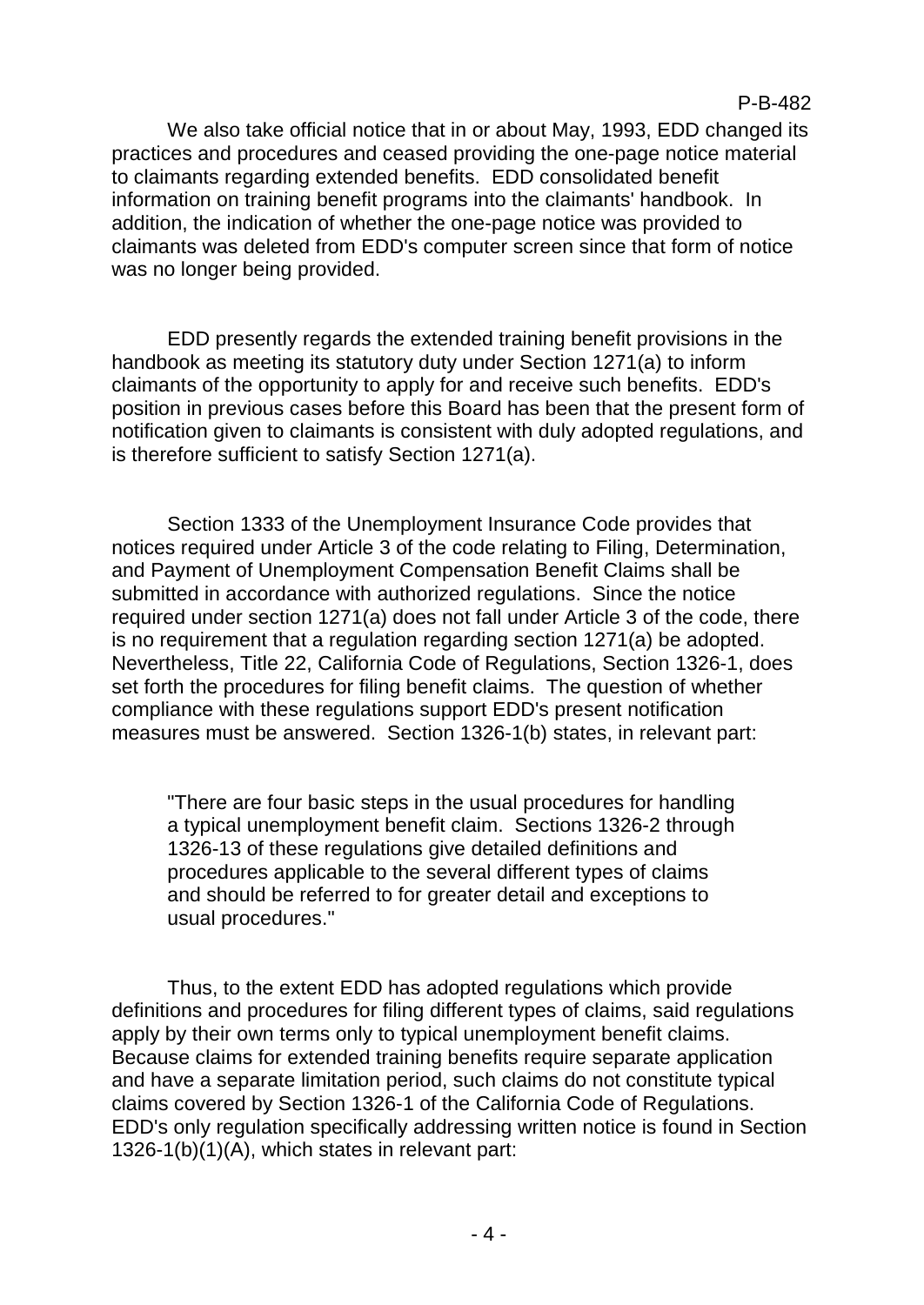We also take official notice that in or about May, 1993, EDD changed its practices and procedures and ceased providing the one-page notice material to claimants regarding extended benefits. EDD consolidated benefit information on training benefit programs into the claimants' handbook. In addition, the indication of whether the one-page notice was provided to claimants was deleted from EDD's computer screen since that form of notice was no longer being provided.

EDD presently regards the extended training benefit provisions in the handbook as meeting its statutory duty under Section 1271(a) to inform claimants of the opportunity to apply for and receive such benefits. EDD's position in previous cases before this Board has been that the present form of notification given to claimants is consistent with duly adopted regulations, and is therefore sufficient to satisfy Section 1271(a).

Section 1333 of the Unemployment Insurance Code provides that notices required under Article 3 of the code relating to Filing, Determination, and Payment of Unemployment Compensation Benefit Claims shall be submitted in accordance with authorized regulations. Since the notice required under section 1271(a) does not fall under Article 3 of the code, there is no requirement that a regulation regarding section 1271(a) be adopted. Nevertheless, Title 22, California Code of Regulations, Section 1326-1, does set forth the procedures for filing benefit claims. The question of whether compliance with these regulations support EDD's present notification measures must be answered. Section 1326-1(b) states, in relevant part:

> "There are four basic steps in the usual procedures for handling a typical unemployment benefit claim. Sections 1326-2 through 1326-13 of these regulations give detailed definitions and procedures applicable to the several different types of claims and should be referred to for greater detail and exceptions to usual procedures."

Thus, to the extent EDD has adopted regulations which provide definitions and procedures for filing different types of claims, said regulations apply by their own terms only to typical unemployment benefit claims. Because claims for extended training benefits require separate application and have a separate limitation period, such claims do not constitute typical claims covered by Section 1326-1 of the California Code of Regulations. EDD's only regulation specifically addressing written notice is found in Section 1326-1(b)(1)(A), which states in relevant part: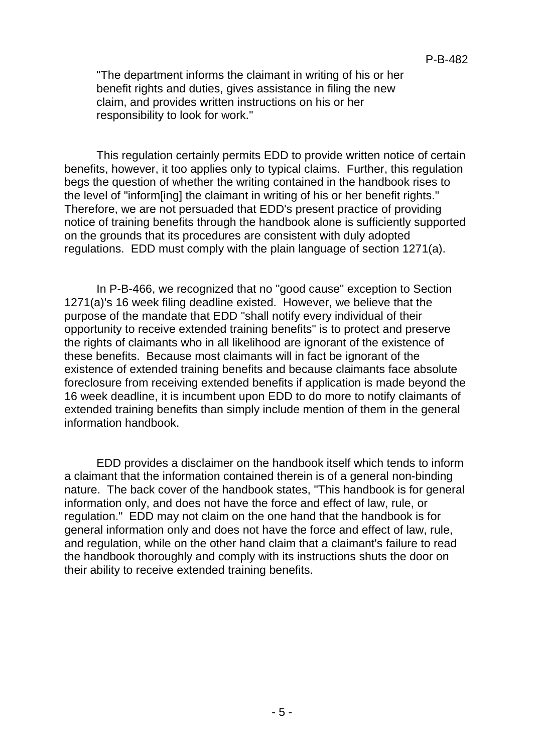> "The department informs the claimant in writing of his or her benefit rights and duties, gives assistance in filing the new claim, and provides written instructions on his or her responsibility to look for work."

This regulation certainly permits EDD to provide written notice of certain benefits, however, it too applies only to typical claims. Further, this regulation begs the question of whether the writing contained in the handbook rises to the level of "inform[ing] the claimant in writing of his or her benefit rights." Therefore, we are not persuaded that EDD's present practice of providing notice of training benefits through the handbook alone is sufficiently supported on the grounds that its procedures are consistent with duly adopted regulations. EDD must comply with the plain language of section 1271(a).

In P-B-466, we recognized that no "good cause" exception to Section 1271(a)'s 16 week filing deadline existed. However, we believe that the purpose of the mandate that EDD "shall notify every individual of their opportunity to receive extended training benefits" is to protect and preserve the rights of claimants who in all likelihood are ignorant of the existence of these benefits. Because most claimants will in fact be ignorant of the existence of extended training benefits and because claimants face absolute foreclosure from receiving extended benefits if application is made beyond the 16 week deadline, it is incumbent upon EDD to do more to notify claimants of extended training benefits than simply include mention of them in the general information handbook.

EDD provides a disclaimer on the handbook itself which tends to inform a claimant that the information contained therein is of a general non-binding nature. The back cover of the handbook states, "This handbook is for general information only, and does not have the force and effect of law, rule, or regulation." EDD may not claim on the one hand that the handbook is for general information only and does not have the force and effect of law, rule, and regulation, while on the other hand claim that a claimant's failure to read the handbook thoroughly and comply with its instructions shuts the door on their ability to receive extended training benefits.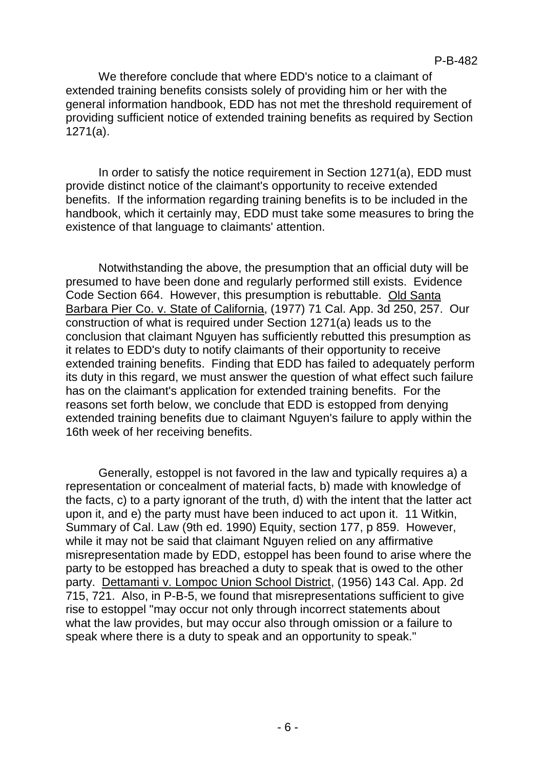We therefore conclude that where EDD's notice to a claimant of extended training benefits consists solely of providing him or her with the general information handbook, EDD has not met the threshold requirement of providing sufficient notice of extended training benefits as required by Section 1271(a).

In order to satisfy the notice requirement in Section 1271(a), EDD must provide distinct notice of the claimant's opportunity to receive extended benefits. If the information regarding training benefits is to be included in the handbook, which it certainly may, EDD must take some measures to bring the existence of that language to claimants' attention.

Notwithstanding the above, the presumption that an official duty will be presumed to have been done and regularly performed still exists. Evidence Code Section 664. However, this presumption is rebuttable. Old Santa Barbara Pier Co. v. State of California, (1977) 71 Cal. App. 3d 250, 257. Our construction of what is required under Section 1271(a) leads us to the conclusion that claimant Nguyen has sufficiently rebutted this presumption as it relates to EDD's duty to notify claimants of their opportunity to receive extended training benefits. Finding that EDD has failed to adequately perform its duty in this regard, we must answer the question of what effect such failure has on the claimant's application for extended training benefits. For the reasons set forth below, we conclude that EDD is estopped from denying extended training benefits due to claimant Nguyen's failure to apply within the 16th week of her receiving benefits.

Generally, estoppel is not favored in the law and typically requires a) a representation or concealment of material facts, b) made with knowledge of the facts, c) to a party ignorant of the truth, d) with the intent that the latter act upon it, and e) the party must have been induced to act upon it. 11 Witkin, Summary of Cal. Law (9th ed. 1990) Equity, section 177, p 859. However, while it may not be said that claimant Nguyen relied on any affirmative misrepresentation made by EDD, estoppel has been found to arise where the party to be estopped has breached a duty to speak that is owed to the other party. Dettamanti v. Lompoc Union School District, (1956) 143 Cal. App. 2d 715, 721. Also, in P-B-5, we found that misrepresentations sufficient to give rise to estoppel "may occur not only through incorrect statements about what the law provides, but may occur also through omission or a failure to speak where there is a duty to speak and an opportunity to speak."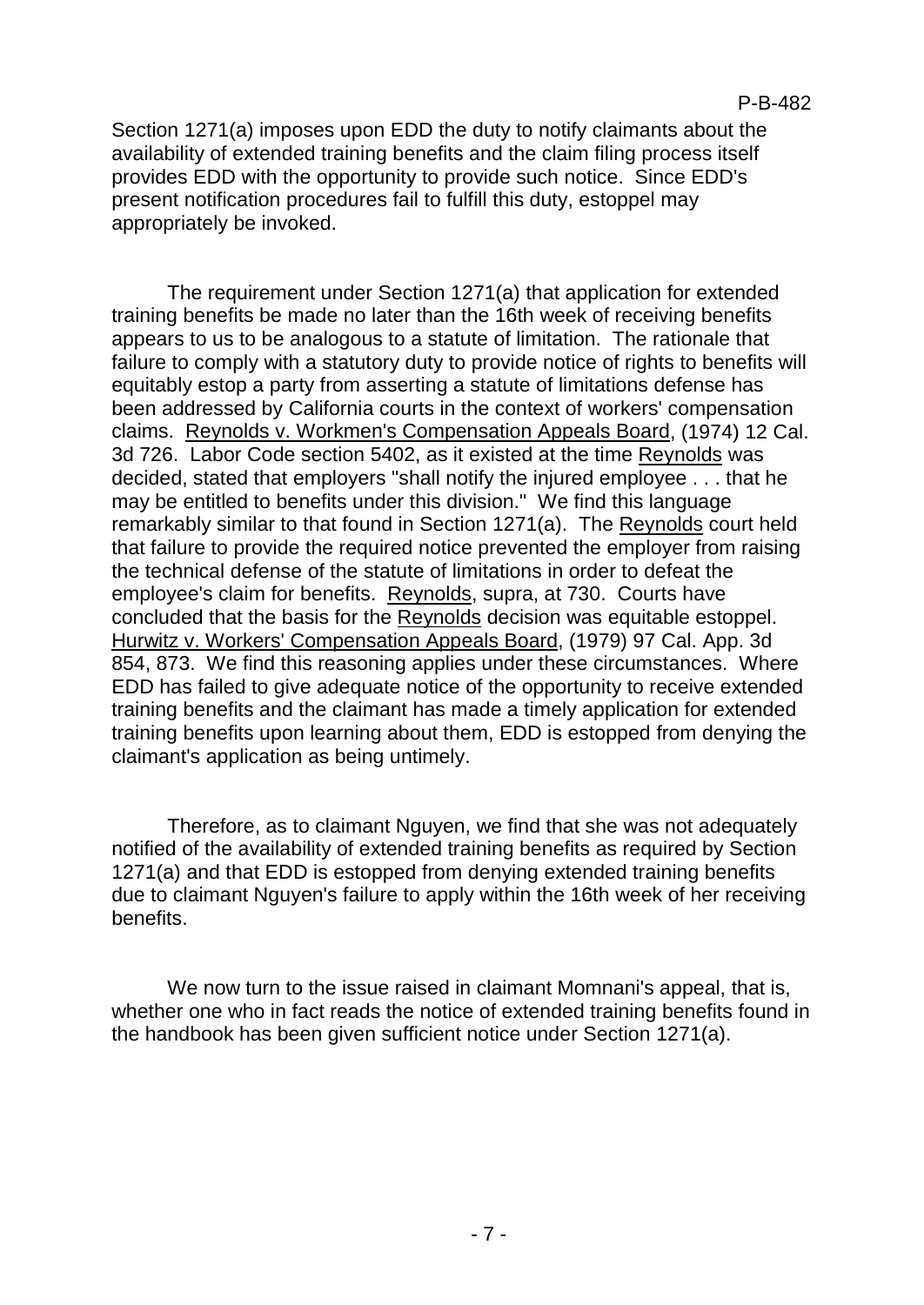Section 1271(a) imposes upon EDD the duty to notify claimants about the availability of extended training benefits and the claim filing process itself provides EDD with the opportunity to provide such notice. Since EDD's present notification procedures fail to fulfill this duty, estoppel may appropriately be invoked.

The requirement under Section 1271(a) that application for extended training benefits be made no later than the 16th week of receiving benefits appears to us to be analogous to a statute of limitation. The rationale that failure to comply with a statutory duty to provide notice of rights to benefits will equitably estop a party from asserting a statute of limitations defense has been addressed by California courts in the context of workers' compensation claims. Reynolds v. Workmen's Compensation Appeals Board, (1974) 12 Cal. 3d 726. Labor Code section 5402, as it existed at the time Reynolds was decided, stated that employers "shall notify the injured employee . . . that he may be entitled to benefits under this division." We find this language remarkably similar to that found in Section 1271(a). The Reynolds court held that failure to provide the required notice prevented the employer from raising the technical defense of the statute of limitations in order to defeat the employee's claim for benefits. Reynolds, supra, at 730. Courts have concluded that the basis for the Reynolds decision was equitable estoppel. Hurwitz v. Workers' Compensation Appeals Board, (1979) 97 Cal. App. 3d 854, 873. We find this reasoning applies under these circumstances. Where EDD has failed to give adequate notice of the opportunity to receive extended training benefits and the claimant has made a timely application for extended training benefits upon learning about them, EDD is estopped from denying the claimant's application as being untimely.

Therefore, as to claimant Nguyen, we find that she was not adequately notified of the availability of extended training benefits as required by Section 1271(a) and that EDD is estopped from denying extended training benefits due to claimant Nguyen's failure to apply within the 16th week of her receiving benefits.

We now turn to the issue raised in claimant Momnani's appeal, that is, whether one who in fact reads the notice of extended training benefits found in the handbook has been given sufficient notice under Section 1271(a).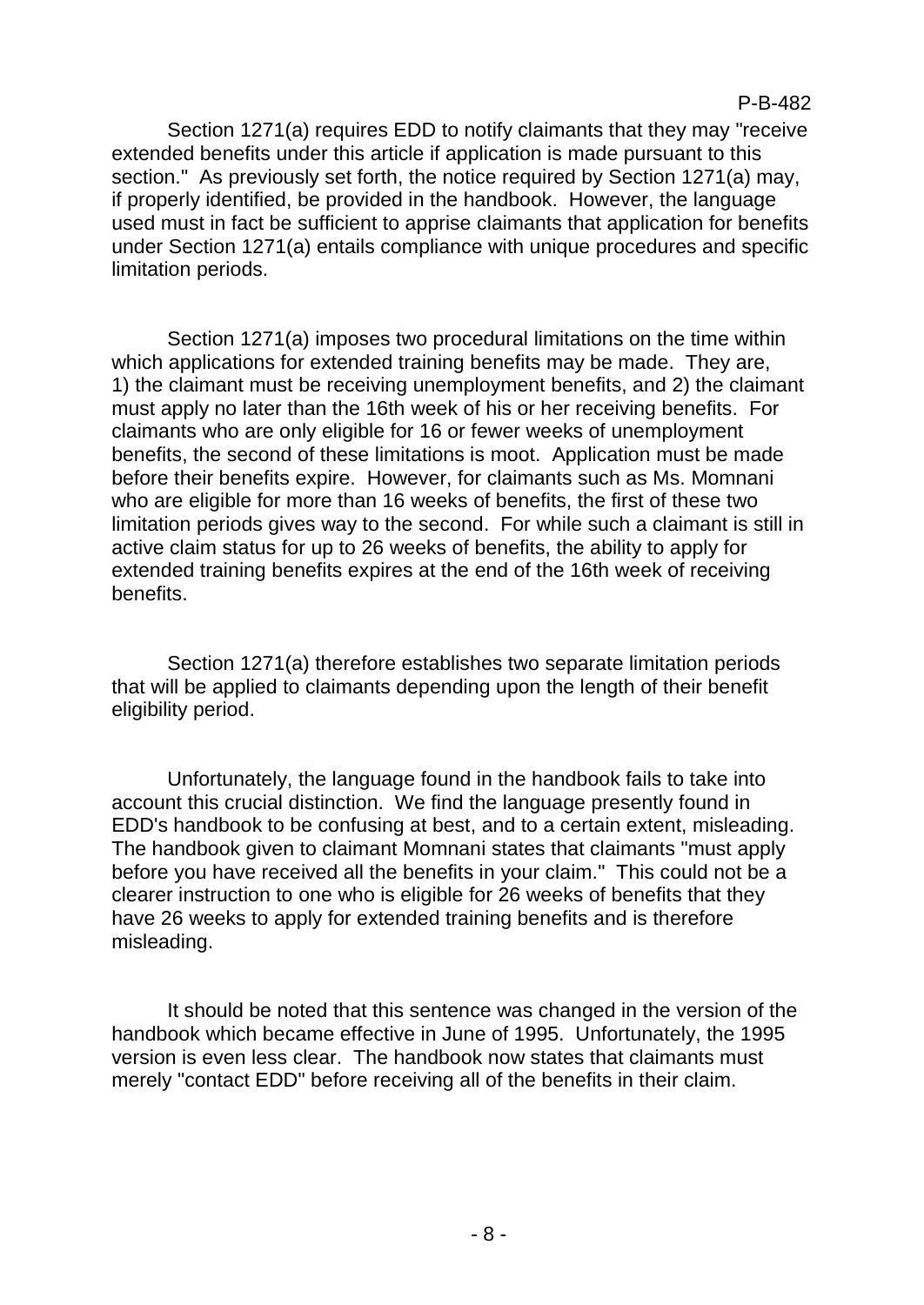Section 1271(a) requires EDD to notify claimants that they may "receive extended benefits under this article if application is made pursuant to this section." As previously set forth, the notice required by Section 1271(a) may, if properly identified, be provided in the handbook. However, the language used must in fact be sufficient to apprise claimants that application for benefits under Section 1271(a) entails compliance with unique procedures and specific limitation periods.

Section 1271(a) imposes two procedural limitations on the time within which applications for extended training benefits may be made. They are, 1) the claimant must be receiving unemployment benefits, and 2) the claimant must apply no later than the 16th week of his or her receiving benefits. For claimants who are only eligible for 16 or fewer weeks of unemployment benefits, the second of these limitations is moot. Application must be made before their benefits expire. However, for claimants such as Ms. Momnani who are eligible for more than 16 weeks of benefits, the first of these two limitation periods gives way to the second. For while such a claimant is still in active claim status for up to 26 weeks of benefits, the ability to apply for extended training benefits expires at the end of the 16th week of receiving benefits.

Section 1271(a) therefore establishes two separate limitation periods that will be applied to claimants depending upon the length of their benefit eligibility period.

Unfortunately, the language found in the handbook fails to take into account this crucial distinction. We find the language presently found in EDD's handbook to be confusing at best, and to a certain extent, misleading. The handbook given to claimant Momnani states that claimants "must apply before you have received all the benefits in your claim." This could not be a clearer instruction to one who is eligible for 26 weeks of benefits that they have 26 weeks to apply for extended training benefits and is therefore misleading.

It should be noted that this sentence was changed in the version of the handbook which became effective in June of 1995. Unfortunately, the 1995 version is even less clear. The handbook now states that claimants must merely "contact EDD" before receiving all of the benefits in their claim.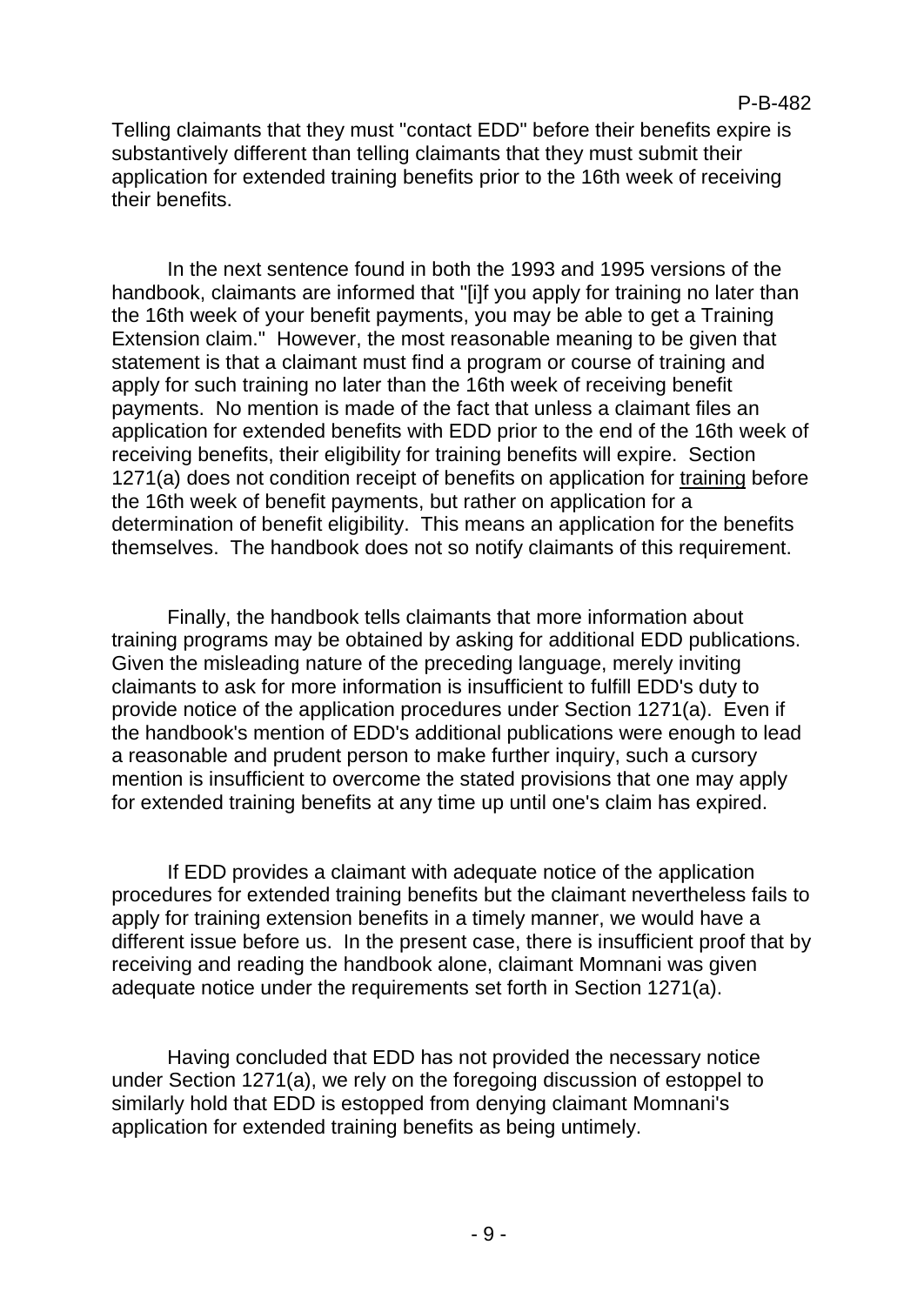Telling claimants that they must "contact EDD" before their benefits expire is substantively different than telling claimants that they must submit their application for extended training benefits prior to the 16th week of receiving their benefits.

In the next sentence found in both the 1993 and 1995 versions of the handbook, claimants are informed that "[i]f you apply for training no later than the 16th week of your benefit payments, you may be able to get a Training Extension claim." However, the most reasonable meaning to be given that statement is that a claimant must find a program or course of training and apply for such training no later than the 16th week of receiving benefit payments. No mention is made of the fact that unless a claimant files an application for extended benefits with EDD prior to the end of the 16th week of receiving benefits, their eligibility for training benefits will expire. Section 1271(a) does not condition receipt of benefits on application for <u>training</u> before the 16th week of benefit payments, but rather on application for a determination of benefit eligibility. This means an application for the benefits themselves. The handbook does not so notify claimants of this requirement.

Finally, the handbook tells claimants that more information about training programs may be obtained by asking for additional EDD publications. Given the misleading nature of the preceding language, merely inviting claimants to ask for more information is insufficient to fulfill EDD's duty to provide notice of the application procedures under Section 1271(a). Even if the handbook's mention of EDD's additional publications were enough to lead a reasonable and prudent person to make further inquiry, such a cursory mention is insufficient to overcome the stated provisions that one may apply for extended training benefits at any time up until one's claim has expired.

If EDD provides a claimant with adequate notice of the application procedures for extended training benefits but the claimant nevertheless fails to apply for training extension benefits in a timely manner, we would have a different issue before us. In the present case, there is insufficient proof that by receiving and reading the handbook alone, claimant Momnani was given adequate notice under the requirements set forth in Section 1271(a).

Having concluded that EDD has not provided the necessary notice under Section 1271(a), we rely on the foregoing discussion of estoppel to similarly hold that EDD is estopped from denying claimant Momnani's application for extended training benefits as being untimely.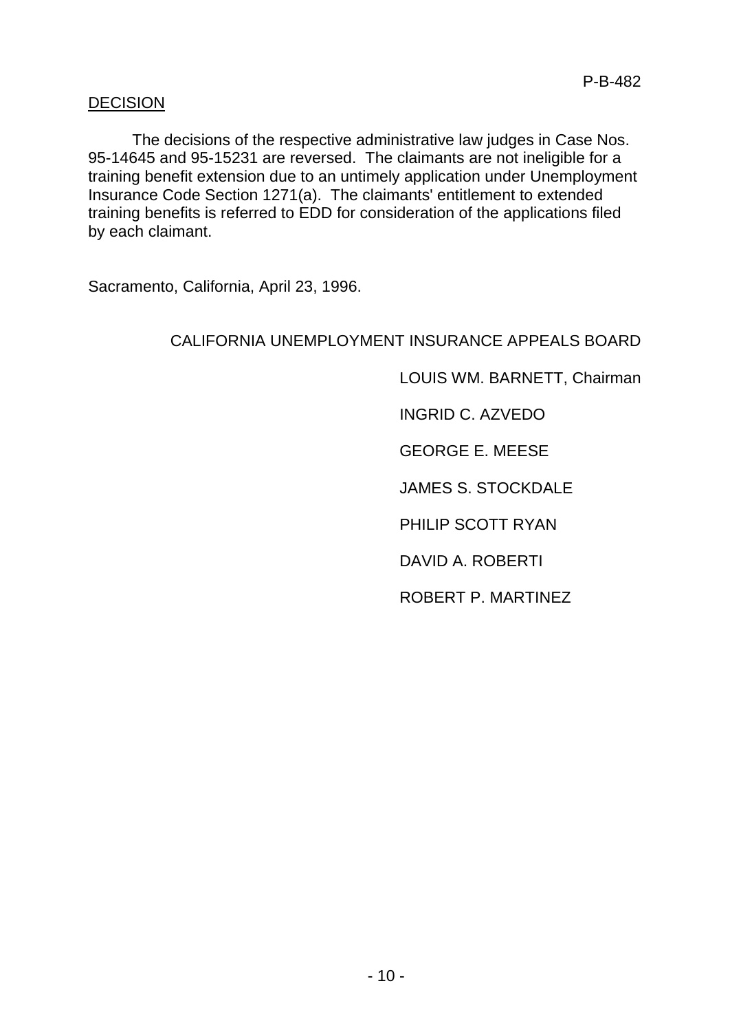## DECISION

The decisions of the respective administrative law judges in Case Nos. 95-14645 and 95-15231 are reversed. The claimants are not ineligible for a training benefit extension due to an untimely application under Unemployment Insurance Code Section 1271(a). The claimants' entitlement to extended training benefits is referred to EDD for consideration of the applications filed by each claimant.

Sacramento, California, April 23, 1996.

CALIFORNIA UNEMPLOYMENT INSURANCE APPEALS BOARD

LOUIS WM. BARNETT, Chairman

INGRID C. AZVEDO

GEORGE E. MEESE

JAMES S. STOCKDALE

PHILIP SCOTT RYAN

DAVID A. ROBERTI

ROBERT P. MARTINEZ